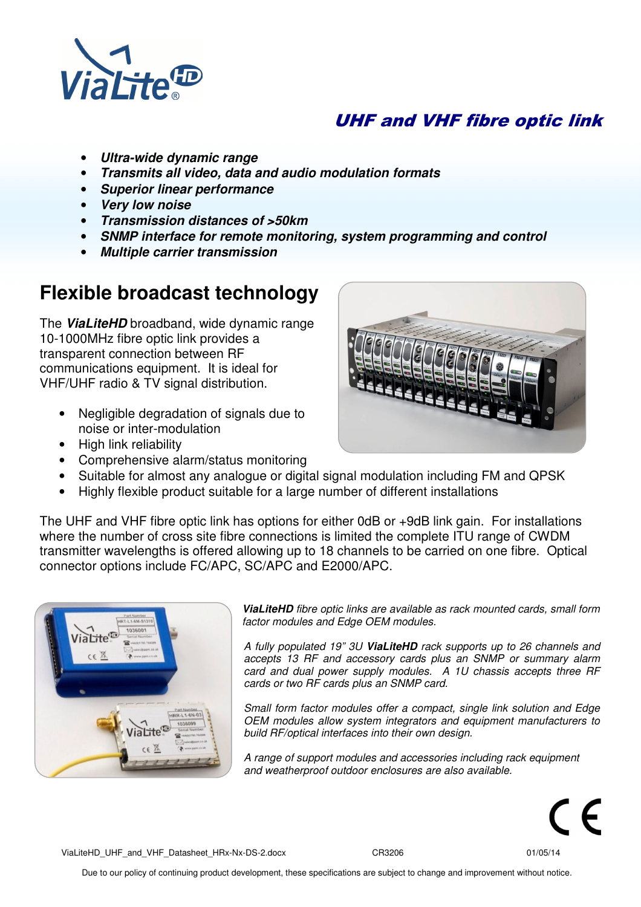# UHF and VHF fibre optic link

- ***Ultra-wide dynamic range***
- ***Transmits all video, data and audio modulation formats***
- ***Superior linear performance***
- ***Very low noise***
- ***Transmission distances of >50km***
- ***SNMP interface for remote monitoring, system programming and control***
- ***Multiple carrier transmission***

## Flexible broadcast technology

The ***ViaLiteHD*** broadband, wide dynamic range 10-1000MHz fibre optic link provides a transparent connection between RF communications equipment. It is ideal for VHF/UHF radio & TV signal distribution.

- Negligible degradation of signals due to noise or inter-modulation
- High link reliability
- Comprehensive alarm/status monitoring
- Suitable for almost any analogue or digital signal modulation including FM and QPSK
- Highly flexible product suitable for a large number of different installations

The UHF and VHF fibre optic link has options for either 0dB or +9dB link gain. For installations where the number of cross site fibre connections is limited the complete ITU range of CWDM transmitter wavelengths is offered allowing up to 18 channels to be carried on one fibre. Optical connector options include FC/APC, SC/APC and E2000/APC.

***ViaLiteHD*** *fibre optic links are available as rack mounted cards, small form factor modules and Edge OEM modules.*

*A fully populated 19" 3U* ***ViaLiteHD*** *rack supports up to 26 channels and accepts 13 RF and accessory cards plus an SNMP or summary alarm card and dual power supply modules. A 1U chassis accepts three RF cards or two RF cards plus an SNMP card.*

*Small form factor modules offer a compact, single link solution and Edge OEM modules allow system integrators and equipment manufacturers to build RF/optical interfaces into their own design.*

*A range of support modules and accessories including rack equipment and weatherproof outdoor enclosures are also available.*

ViaLiteHD_UHF_and_VHF_Datasheet_HRx-Nx-DS-2.docx CR3206 01/05/14

Due to our policy of continuing product development, these specifications are subject to change and improvement without notice.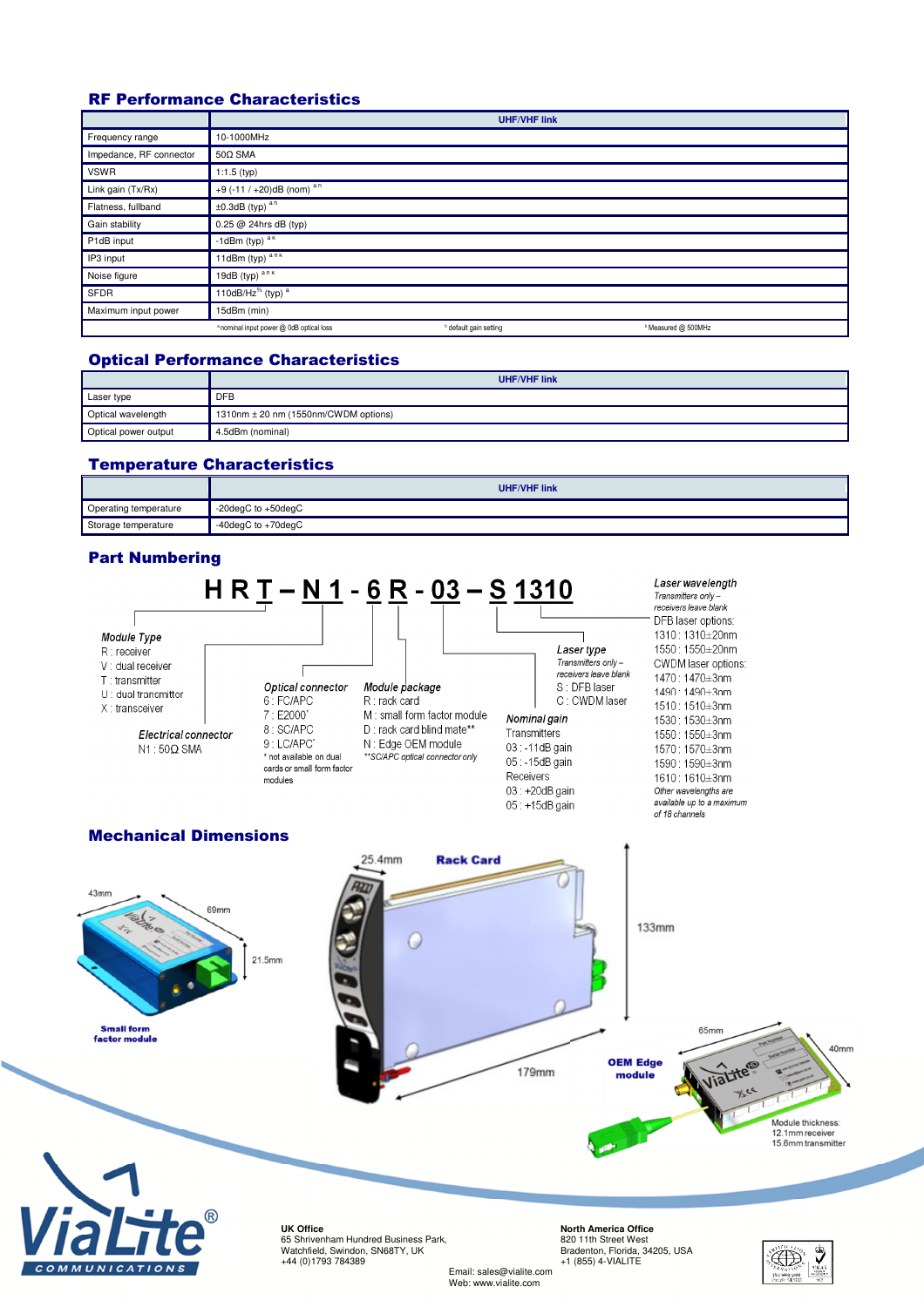## RF Performance Characteristics

| | UHF/VHF link |
|---|---|
| Frequency range | 10-1000MHz |
| Impedance, RF connector | 50Ω SMA |
| VSWR | 1:1.5 (typ) |
| Link gain (Tx/Rx) | +9 (-11 / +20)dB (nom) [a n] |
| Flatness, fullband | ±0.3dB (typ) [a n] |
| Gain stability | 0.25 @ 24hrs dB (typ) |
| P1dB input | -1dBm (typ) [a k] |
| IP3 input | 11dBm (typ) [a n k] |
| Noise figure | 19dB (typ) [a n k] |
| SFDR | 110dB/Hz$^{2/3}$ (typ) [a] |
| Maximum input power | 15dBm (min) |

[a] nominal input power @ 0dB optical loss [n] default gain setting [k] Measured @ 500MHz

## Optical Performance Characteristics

| | UHF/VHF link |
|---|---|
| Laser type | DFB |
| Optical wavelength | 1310nm ± 20 nm (1550nm/CWDM options) |
| Optical power output | 4.5dBm (nominal) |

## Temperature Characteristics

| | UHF/VHF link |
|---|---|
| Operating temperature | -20degC to +50degC |
| Storage temperature | -40degC to +70degC |

## Part Numbering

**H R T – N 1 - 6 R - 03 – S 1310**

*Module Type*
R : receiver
V : dual receiver
T : transmitter
U : dual transmitter
X : transceiver

*Electrical connector*
N1 : 50Ω SMA

*Optical connector*
6 : FC/APC
7 : E2000*
8 : SC/APC
9 : LC/APC*
* not available on dual cards or small form factor modules

*Module package*
R : rack card
M : small form factor module
D : rack card blind mate**
N : Edge OEM module
*\*\*SC/APC optical connector only*

*Nominal gain*
Transmitters
03 : -11dB gain
05 : -15dB gain
Receivers
03 : +20dB gain
05 : +15dB gain

*Laser type*
*Transmitters only – receivers leave blank*
S : DFB laser
C : CWDM laser

*Laser wavelength*
*Transmitters only – receivers leave blank*
DFB laser options:
1310 : 1310±20nm
1550 : 1550±20nm
CWDM laser options:
1470 : 1470±3nm
1490 : 1490±3nm
1510 : 1510±3nm
1530 : 1530±3nm
1550 : 1550±3nm
1570 : 1570±3nm
1590 : 1590±3nm
1610 : 1610±3nm
*Other wavelengths are available up to a maximum of 18 channels*

## Mechanical Dimensions

43mm
69mm
21.5mm
Small form factor module

25.4mm
Rack Card
133mm
179mm

65mm
40mm
OEM Edge module
Module thickness:
12.1mm receiver
15.6mm transmitter

**UK Office**
65 Shrivenham Hundred Business Park,
Watchfield, Swindon, SN6 8TY, UK
+44 (0)1793 784389

**North America Office**
820 11th Street West
Bradenton, Florida, 34205, USA
+1 (855) 4-VIALITE

Email: sales@vialite.com
Web: www.vialite.com